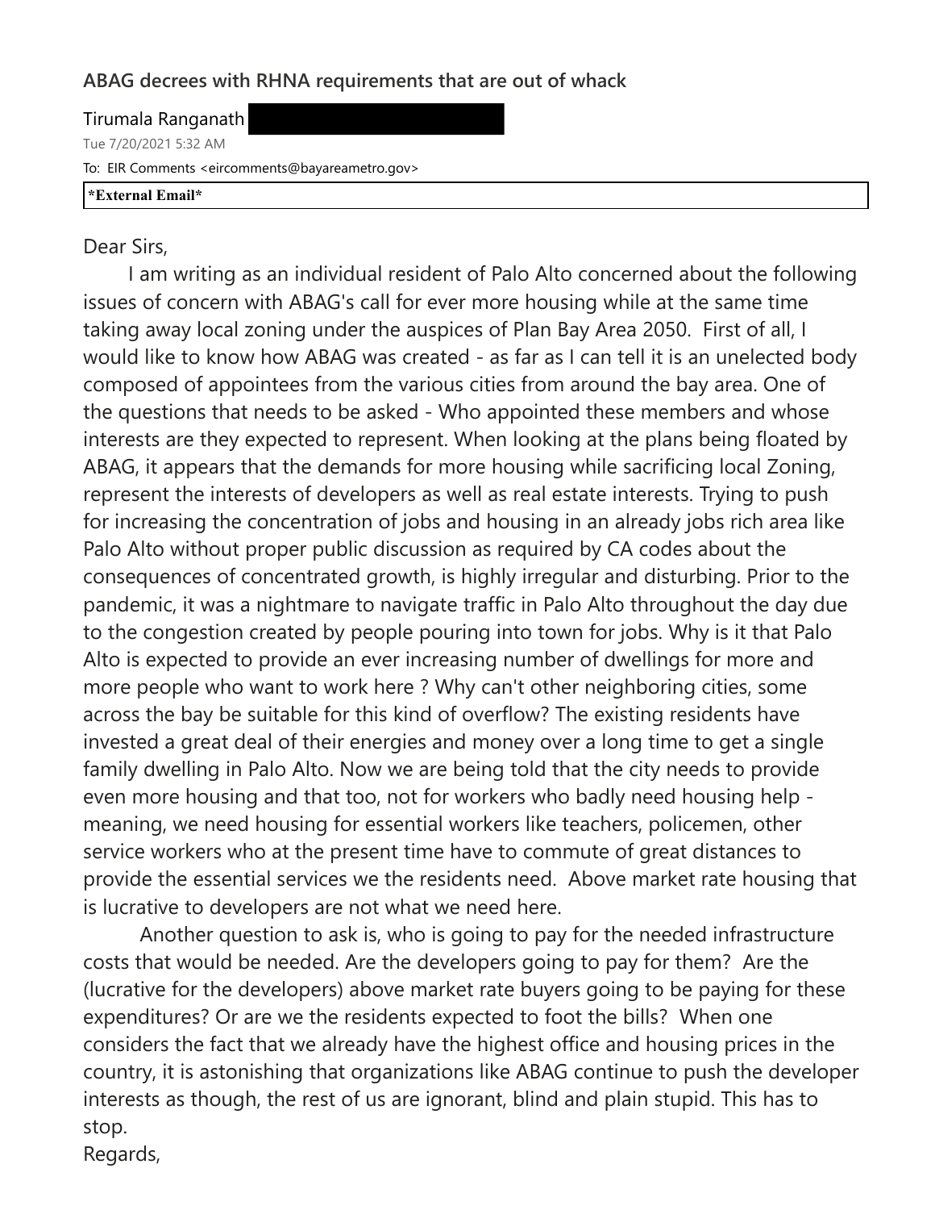**ABAG decrees with RHNA requirements that are out of whack**

Tirumala Ranganath

Tue 7/20/2021 5:32 AM

To: EIR Comments <eircomments@bayareametro.gov>

**\*External Email\***

Dear Sirs,

I am writing as an individual resident of Palo Alto concerned about the following issues of concern with ABAG's call for ever more housing while at the same time taking away local zoning under the auspices of Plan Bay Area 2050. First of all, I would like to know how ABAG was created - as far as I can tell it is an unelected body composed of appointees from the various cities from around the bay area. One of the questions that needs to be asked - Who appointed these members and whose interests are they expected to represent. When looking at the plans being floated by ABAG, it appears that the demands for more housing while sacrificing local Zoning, represent the interests of developers as well as real estate interests. Trying to push for increasing the concentration of jobs and housing in an already jobs rich area like Palo Alto without proper public discussion as required by CA codes about the consequences of concentrated growth, is highly irregular and disturbing. Prior to the pandemic, it was a nightmare to navigate traffic in Palo Alto throughout the day due to the congestion created by people pouring into town for jobs. Why is it that Palo Alto is expected to provide an ever increasing number of dwellings for more and more people who want to work here ? Why can't other neighboring cities, some across the bay be suitable for this kind of overflow? The existing residents have invested a great deal of their energies and money over a long time to get a single family dwelling in Palo Alto. Now we are being told that the city needs to provide even more housing and that too, not for workers who badly need housing help - meaning, we need housing for essential workers like teachers, policemen, other service workers who at the present time have to commute of great distances to provide the essential services we the residents need. Above market rate housing that is lucrative to developers are not what we need here.

Another question to ask is, who is going to pay for the needed infrastructure costs that would be needed. Are the developers going to pay for them? Are the (lucrative for the developers) above market rate buyers going to be paying for these expenditures? Or are we the residents expected to foot the bills? When one considers the fact that we already have the highest office and housing prices in the country, it is astonishing that organizations like ABAG continue to push the developer interests as though, the rest of us are ignorant, blind and plain stupid. This has to stop.

Regards,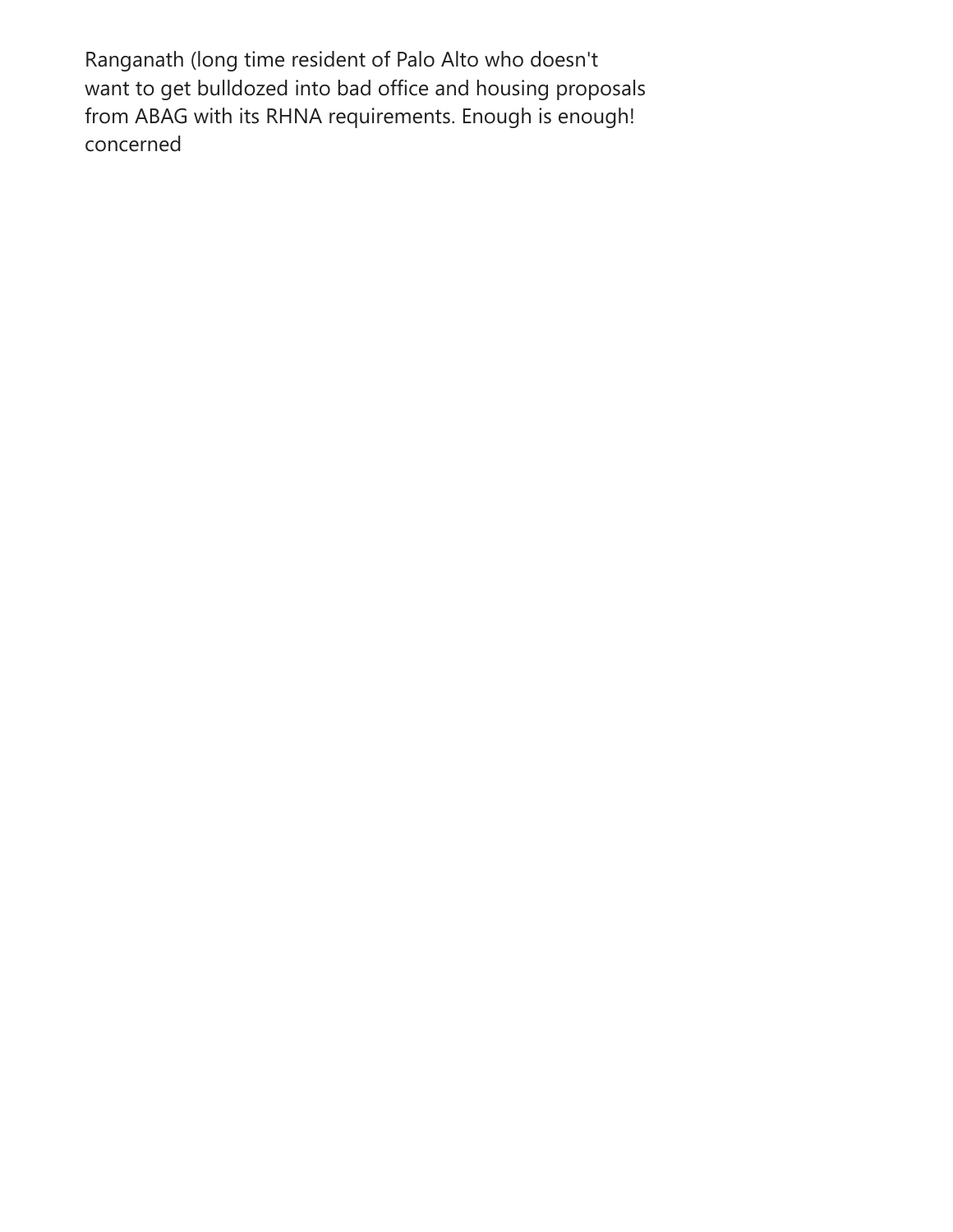Ranganath (long time resident of Palo Alto who doesn't want to get bulldozed into bad office and housing proposals from ABAG with its RHNA requirements. Enough is enough! concerned